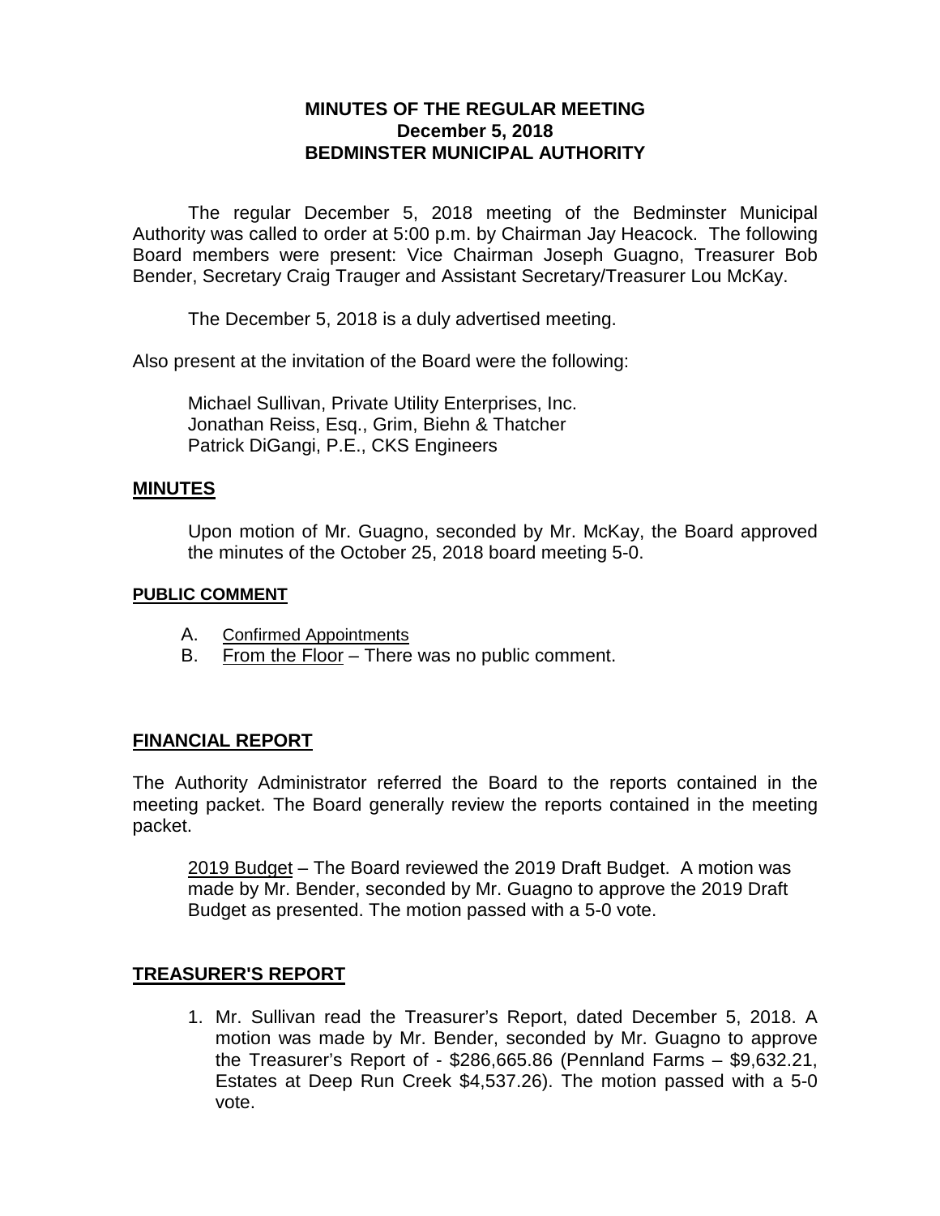**MINUTES OF THE REGULAR MEETING**
**December 5, 2018**
**BEDMINSTER MUNICIPAL AUTHORITY**

The regular December 5, 2018 meeting of the Bedminster Municipal Authority was called to order at 5:00 p.m. by Chairman Jay Heacock. The following Board members were present: Vice Chairman Joseph Guagno, Treasurer Bob Bender, Secretary Craig Trauger and Assistant Secretary/Treasurer Lou McKay.

The December 5, 2018 is a duly advertised meeting.

Also present at the invitation of the Board were the following:

Michael Sullivan, Private Utility Enterprises, Inc.
Jonathan Reiss, Esq., Grim, Biehn & Thatcher
Patrick DiGangi, P.E., CKS Engineers

## MINUTES

Upon motion of Mr. Guagno, seconded by Mr. McKay, the Board approved the minutes of the October 25, 2018 board meeting 5-0.

## PUBLIC COMMENT

A. Confirmed Appointments
B. From the Floor – There was no public comment.

## FINANCIAL REPORT

The Authority Administrator referred the Board to the reports contained in the meeting packet. The Board generally review the reports contained in the meeting packet.

2019 Budget – The Board reviewed the 2019 Draft Budget. A motion was made by Mr. Bender, seconded by Mr. Guagno to approve the 2019 Draft Budget as presented. The motion passed with a 5-0 vote.

## TREASURER'S REPORT

1. Mr. Sullivan read the Treasurer's Report, dated December 5, 2018. A motion was made by Mr. Bender, seconded by Mr. Guagno to approve the Treasurer's Report of - $286,665.86 (Pennland Farms – $9,632.21, Estates at Deep Run Creek $4,537.26). The motion passed with a 5-0 vote.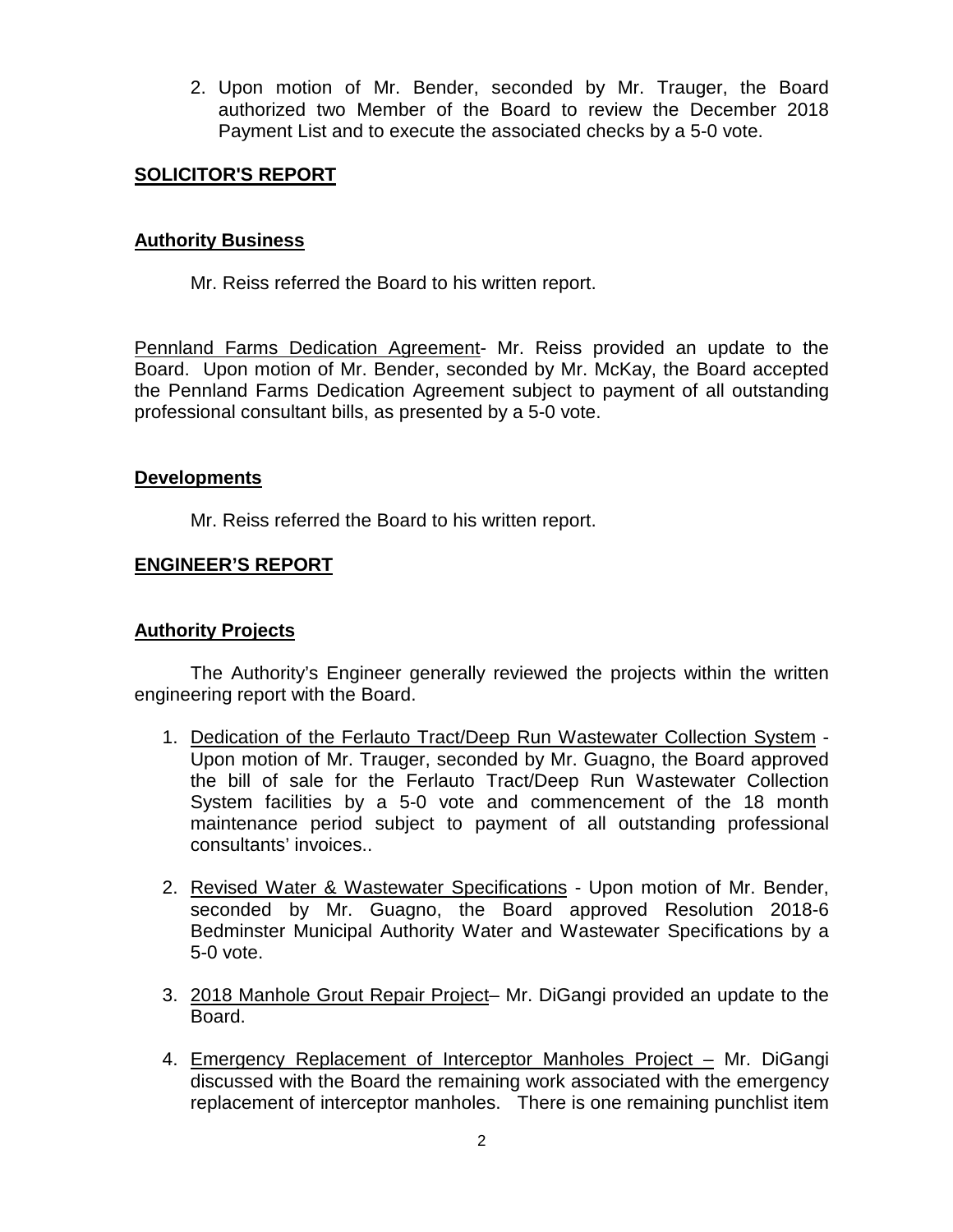2. Upon motion of Mr. Bender, seconded by Mr. Trauger, the Board authorized two Member of the Board to review the December 2018 Payment List and to execute the associated checks by a 5-0 vote.

## SOLICITOR'S REPORT

### Authority Business

Mr. Reiss referred the Board to his written report.

Pennland Farms Dedication Agreement- Mr. Reiss provided an update to the Board. Upon motion of Mr. Bender, seconded by Mr. McKay, the Board accepted the Pennland Farms Dedication Agreement subject to payment of all outstanding professional consultant bills, as presented by a 5-0 vote.

### Developments

Mr. Reiss referred the Board to his written report.

## ENGINEER'S REPORT

### Authority Projects

The Authority's Engineer generally reviewed the projects within the written engineering report with the Board.

1. Dedication of the Ferlauto Tract/Deep Run Wastewater Collection System - Upon motion of Mr. Trauger, seconded by Mr. Guagno, the Board approved the bill of sale for the Ferlauto Tract/Deep Run Wastewater Collection System facilities by a 5-0 vote and commencement of the 18 month maintenance period subject to payment of all outstanding professional consultants' invoices..

2. Revised Water & Wastewater Specifications - Upon motion of Mr. Bender, seconded by Mr. Guagno, the Board approved Resolution 2018-6 Bedminster Municipal Authority Water and Wastewater Specifications by a 5-0 vote.

3. 2018 Manhole Grout Repair Project– Mr. DiGangi provided an update to the Board.

4. Emergency Replacement of Interceptor Manholes Project – Mr. DiGangi discussed with the Board the remaining work associated with the emergency replacement of interceptor manholes. There is one remaining punchlist item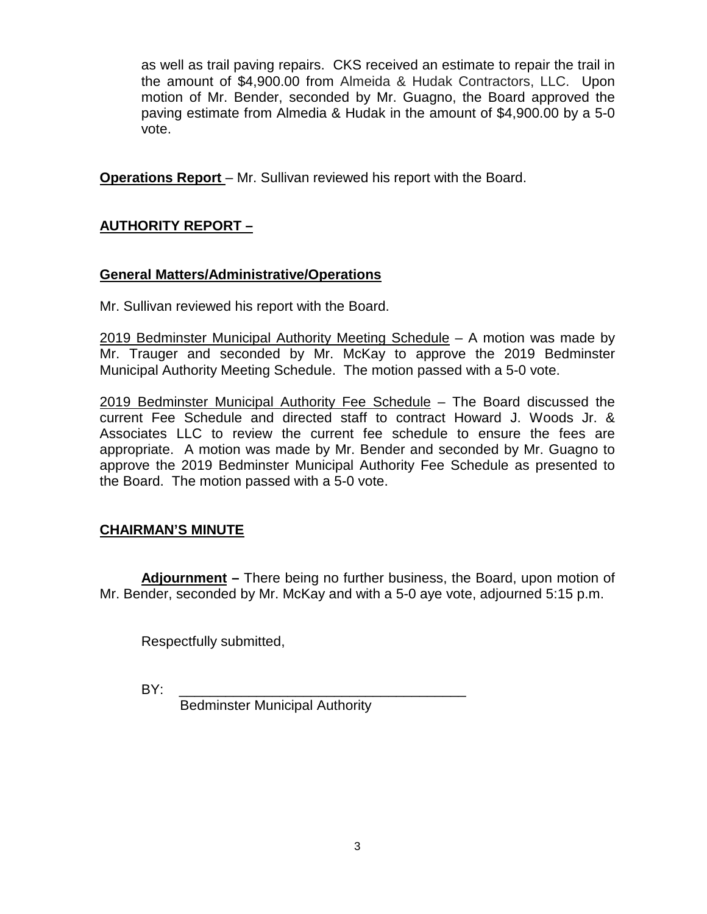as well as trail paving repairs. CKS received an estimate to repair the trail in the amount of $4,900.00 from Almeida & Hudak Contractors, LLC. Upon motion of Mr. Bender, seconded by Mr. Guagno, the Board approved the paving estimate from Almedia & Hudak in the amount of $4,900.00 by a 5-0 vote.

**Operations Report** – Mr. Sullivan reviewed his report with the Board.

**AUTHORITY REPORT –**

**General Matters/Administrative/Operations**

Mr. Sullivan reviewed his report with the Board.

2019 Bedminster Municipal Authority Meeting Schedule – A motion was made by Mr. Trauger and seconded by Mr. McKay to approve the 2019 Bedminster Municipal Authority Meeting Schedule. The motion passed with a 5-0 vote.

2019 Bedminster Municipal Authority Fee Schedule – The Board discussed the current Fee Schedule and directed staff to contract Howard J. Woods Jr. & Associates LLC to review the current fee schedule to ensure the fees are appropriate. A motion was made by Mr. Bender and seconded by Mr. Guagno to approve the 2019 Bedminster Municipal Authority Fee Schedule as presented to the Board. The motion passed with a 5-0 vote.

**CHAIRMAN'S MINUTE**

**Adjournment –** There being no further business, the Board, upon motion of Mr. Bender, seconded by Mr. McKay and with a 5-0 aye vote, adjourned 5:15 p.m.

Respectfully submitted,

BY: \_\_\_\_\_\_\_\_\_\_\_\_\_\_\_\_\_\_\_\_\_\_\_\_\_\_\_\_\_\_\_\_\_\_\_\_\_\_\_\_
Bedminster Municipal Authority